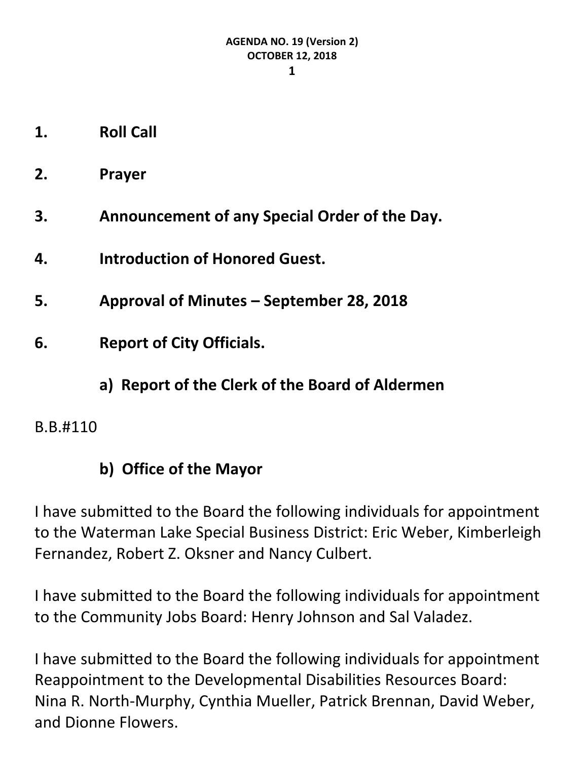**AGENDA NO. 19 (Version 2)**
**OCTOBER 12, 2018**

1. **Roll Call**

2. **Prayer**

3. **Announcement of any Special Order of the Day.**

4. **Introduction of Honored Guest.**

5. **Approval of Minutes – September 28, 2018**

6. **Report of City Officials.**

   **a) Report of the Clerk of the Board of Aldermen**

B.B.#110

   **b) Office of the Mayor**

I have submitted to the Board the following individuals for appointment to the Waterman Lake Special Business District: Eric Weber, Kimberleigh Fernandez, Robert Z. Oksner and Nancy Culbert.

I have submitted to the Board the following individuals for appointment to the Community Jobs Board: Henry Johnson and Sal Valadez.

I have submitted to the Board the following individuals for appointment Reappointment to the Developmental Disabilities Resources Board: Nina R. North-Murphy, Cynthia Mueller, Patrick Brennan, David Weber, and Dionne Flowers.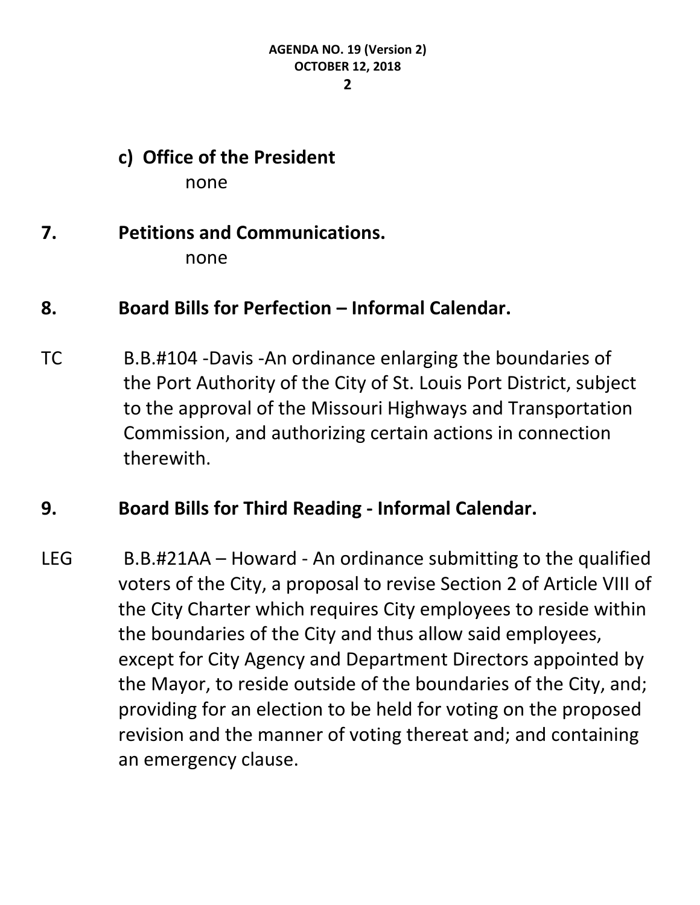**c) Office of the President**

none

**7. Petitions and Communications.**

none

**8. Board Bills for Perfection – Informal Calendar.**

TC B.B.#104 -Davis -An ordinance enlarging the boundaries of the Port Authority of the City of St. Louis Port District, subject to the approval of the Missouri Highways and Transportation Commission, and authorizing certain actions in connection therewith.

**9. Board Bills for Third Reading - Informal Calendar.**

LEG B.B.#21AA – Howard - An ordinance submitting to the qualified voters of the City, a proposal to revise Section 2 of Article VIII of the City Charter which requires City employees to reside within the boundaries of the City and thus allow said employees, except for City Agency and Department Directors appointed by the Mayor, to reside outside of the boundaries of the City, and; providing for an election to be held for voting on the proposed revision and the manner of voting thereat and; and containing an emergency clause.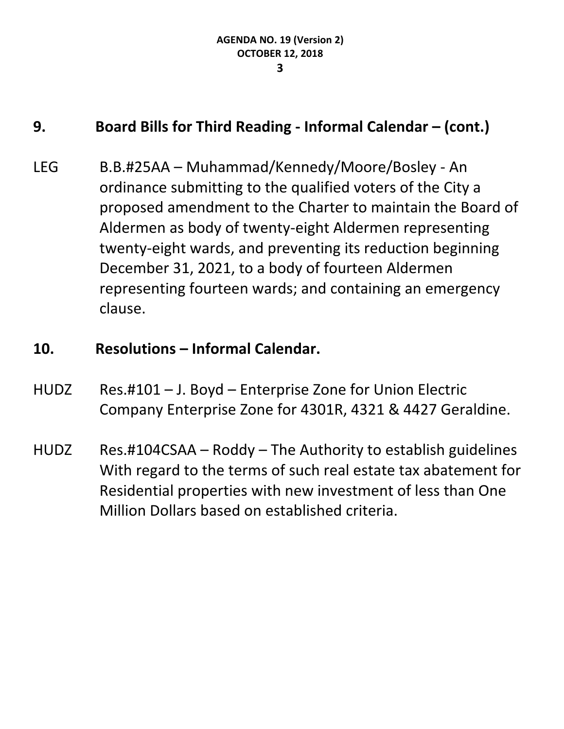## 9. Board Bills for Third Reading - Informal Calendar – (cont.)

LEG B.B.#25AA – Muhammad/Kennedy/Moore/Bosley - An ordinance submitting to the qualified voters of the City a proposed amendment to the Charter to maintain the Board of Aldermen as body of twenty-eight Aldermen representing twenty-eight wards, and preventing its reduction beginning December 31, 2021, to a body of fourteen Aldermen representing fourteen wards; and containing an emergency clause.

## 10. Resolutions – Informal Calendar.

HUDZ Res.#101 – J. Boyd – Enterprise Zone for Union Electric Company Enterprise Zone for 4301R, 4321 & 4427 Geraldine.

HUDZ Res.#104CSAA – Roddy – The Authority to establish guidelines With regard to the terms of such real estate tax abatement for Residential properties with new investment of less than One Million Dollars based on established criteria.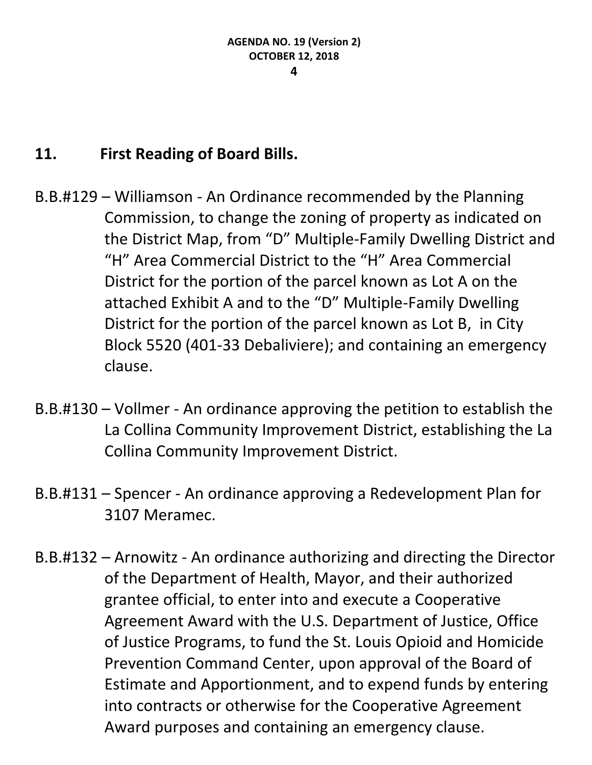## 11. First Reading of Board Bills.

B.B.#129 – Williamson - An Ordinance recommended by the Planning Commission, to change the zoning of property as indicated on the District Map, from "D" Multiple-Family Dwelling District and "H" Area Commercial District to the "H" Area Commercial District for the portion of the parcel known as Lot A on the attached Exhibit A and to the "D" Multiple-Family Dwelling District for the portion of the parcel known as Lot B, in City Block 5520 (401-33 Debaliviere); and containing an emergency clause.

B.B.#130 – Vollmer - An ordinance approving the petition to establish the La Collina Community Improvement District, establishing the La Collina Community Improvement District.

B.B.#131 – Spencer - An ordinance approving a Redevelopment Plan for 3107 Meramec.

B.B.#132 – Arnowitz - An ordinance authorizing and directing the Director of the Department of Health, Mayor, and their authorized grantee official, to enter into and execute a Cooperative Agreement Award with the U.S. Department of Justice, Office of Justice Programs, to fund the St. Louis Opioid and Homicide Prevention Command Center, upon approval of the Board of Estimate and Apportionment, and to expend funds by entering into contracts or otherwise for the Cooperative Agreement Award purposes and containing an emergency clause.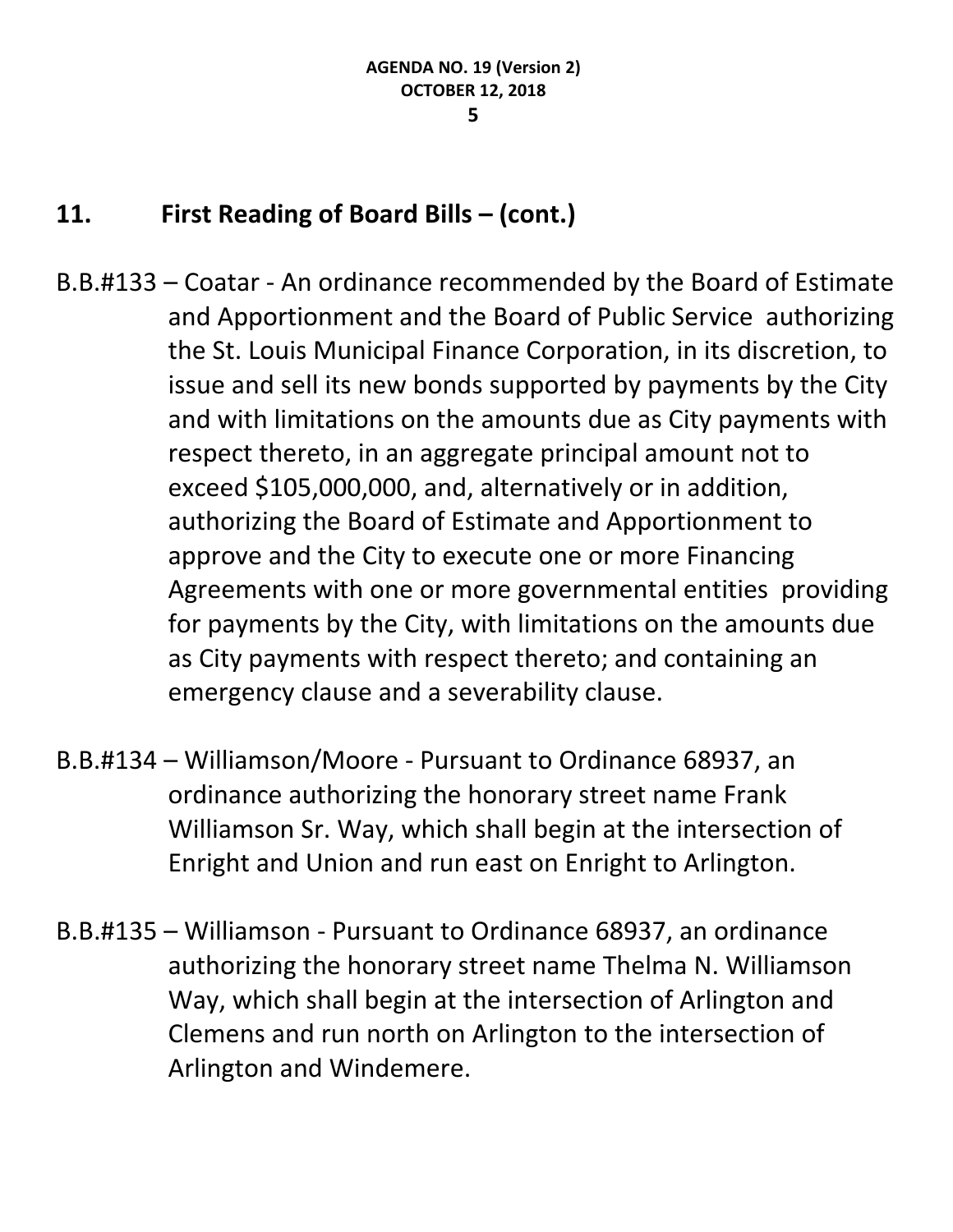## 11. First Reading of Board Bills – (cont.)

B.B.#133 – Coatar - An ordinance recommended by the Board of Estimate and Apportionment and the Board of Public Service authorizing the St. Louis Municipal Finance Corporation, in its discretion, to issue and sell its new bonds supported by payments by the City and with limitations on the amounts due as City payments with respect thereto, in an aggregate principal amount not to exceed $105,000,000, and, alternatively or in addition, authorizing the Board of Estimate and Apportionment to approve and the City to execute one or more Financing Agreements with one or more governmental entities providing for payments by the City, with limitations on the amounts due as City payments with respect thereto; and containing an emergency clause and a severability clause.

B.B.#134 – Williamson/Moore - Pursuant to Ordinance 68937, an ordinance authorizing the honorary street name Frank Williamson Sr. Way, which shall begin at the intersection of Enright and Union and run east on Enright to Arlington.

B.B.#135 – Williamson - Pursuant to Ordinance 68937, an ordinance authorizing the honorary street name Thelma N. Williamson Way, which shall begin at the intersection of Arlington and Clemens and run north on Arlington to the intersection of Arlington and Windemere.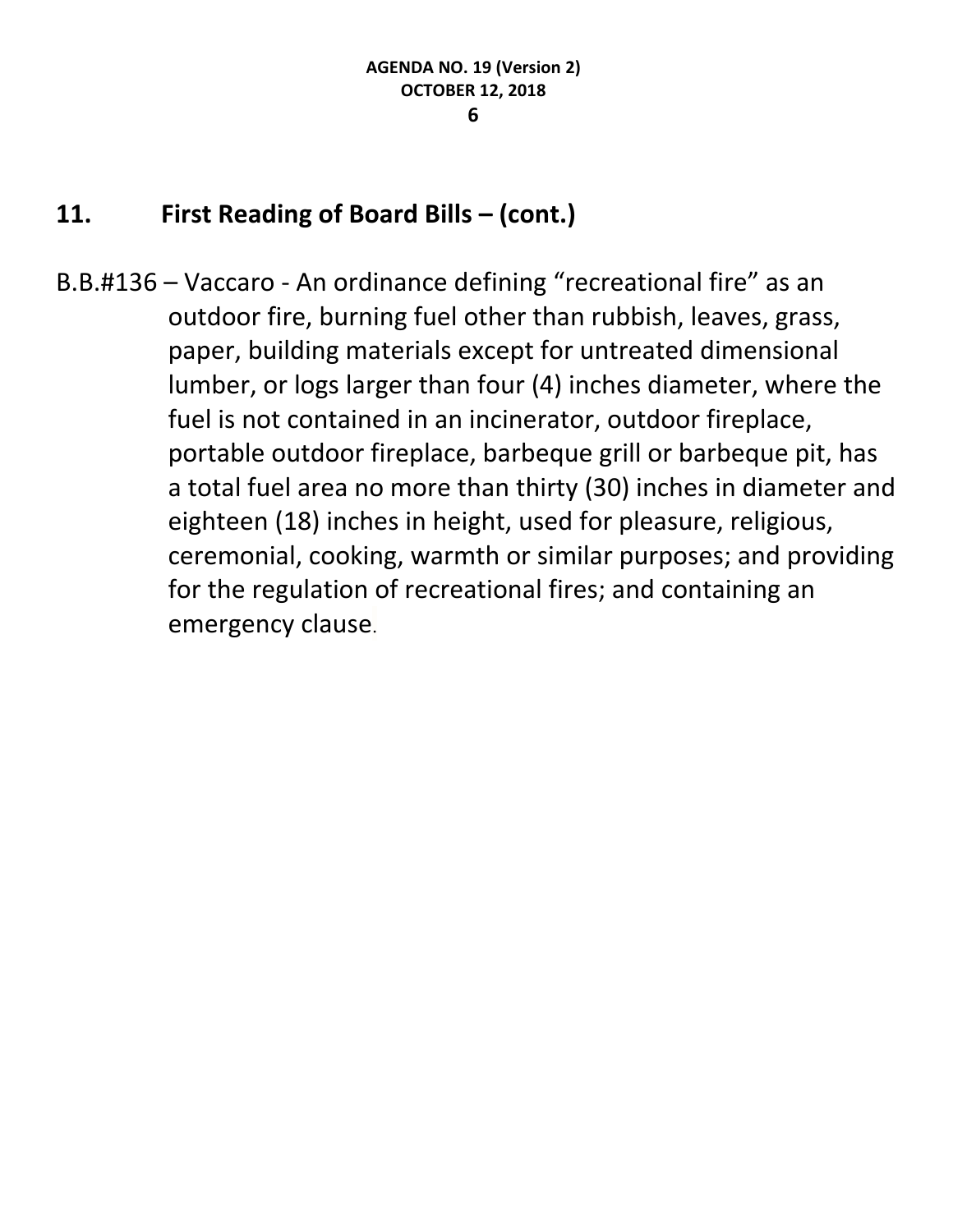## 11. First Reading of Board Bills – (cont.)

B.B.#136 – Vaccaro - An ordinance defining "recreational fire" as an outdoor fire, burning fuel other than rubbish, leaves, grass, paper, building materials except for untreated dimensional lumber, or logs larger than four (4) inches diameter, where the fuel is not contained in an incinerator, outdoor fireplace, portable outdoor fireplace, barbeque grill or barbeque pit, has a total fuel area no more than thirty (30) inches in diameter and eighteen (18) inches in height, used for pleasure, religious, ceremonial, cooking, warmth or similar purposes; and providing for the regulation of recreational fires; and containing an emergency clause.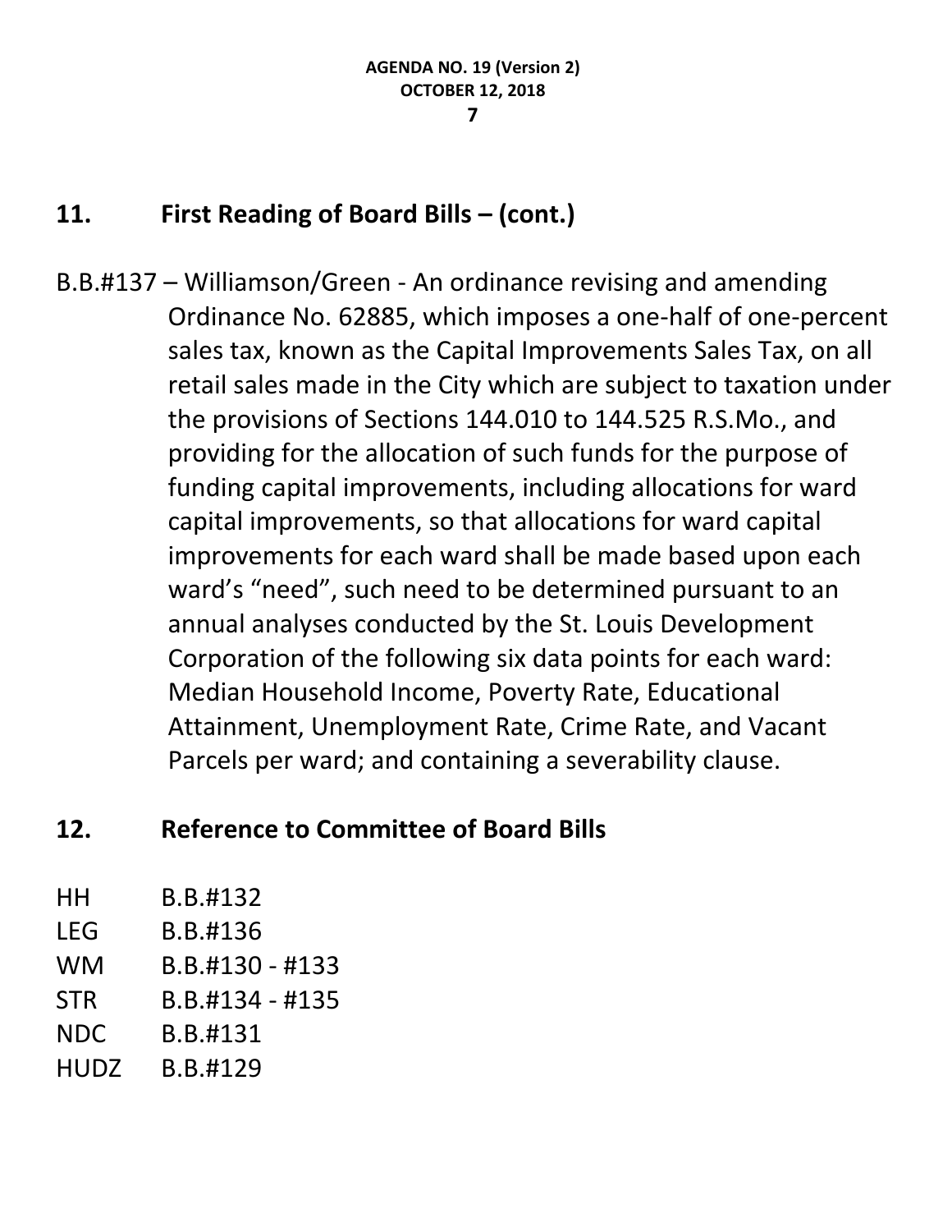## 11. First Reading of Board Bills – (cont.)

B.B.#137 – Williamson/Green - An ordinance revising and amending Ordinance No. 62885, which imposes a one-half of one-percent sales tax, known as the Capital Improvements Sales Tax, on all retail sales made in the City which are subject to taxation under the provisions of Sections 144.010 to 144.525 R.S.Mo., and providing for the allocation of such funds for the purpose of funding capital improvements, including allocations for ward capital improvements, so that allocations for ward capital improvements for each ward shall be made based upon each ward's "need", such need to be determined pursuant to an annual analyses conducted by the St. Louis Development Corporation of the following six data points for each ward: Median Household Income, Poverty Rate, Educational Attainment, Unemployment Rate, Crime Rate, and Vacant Parcels per ward; and containing a severability clause.

## 12. Reference to Committee of Board Bills

| | |
|---|---|
| HH | B.B.#132 |
| LEG | B.B.#136 |
| WM | B.B.#130 - #133 |
| STR | B.B.#134 - #135 |
| NDC | B.B.#131 |
| HUDZ | B.B.#129 |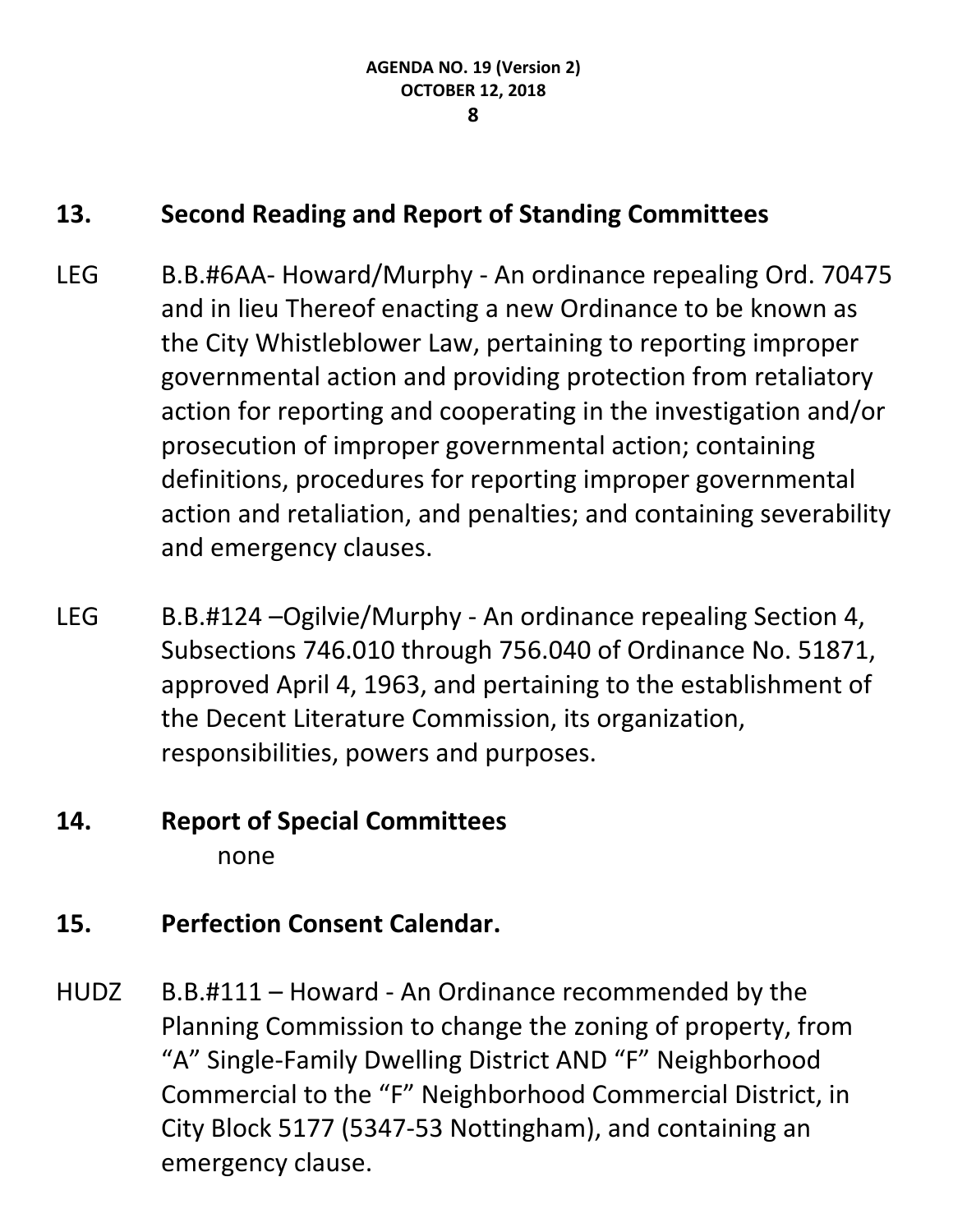## 13. Second Reading and Report of Standing Committees

LEG B.B.#6AA- Howard/Murphy - An ordinance repealing Ord. 70475 and in lieu Thereof enacting a new Ordinance to be known as the City Whistleblower Law, pertaining to reporting improper governmental action and providing protection from retaliatory action for reporting and cooperating in the investigation and/or prosecution of improper governmental action; containing definitions, procedures for reporting improper governmental action and retaliation, and penalties; and containing severability and emergency clauses.

LEG B.B.#124 –Ogilvie/Murphy - An ordinance repealing Section 4, Subsections 746.010 through 756.040 of Ordinance No. 51871, approved April 4, 1963, and pertaining to the establishment of the Decent Literature Commission, its organization, responsibilities, powers and purposes.

## 14. Report of Special Committees

none

## 15. Perfection Consent Calendar.

HUDZ B.B.#111 – Howard - An Ordinance recommended by the Planning Commission to change the zoning of property, from "A" Single-Family Dwelling District AND "F" Neighborhood Commercial to the "F" Neighborhood Commercial District, in City Block 5177 (5347-53 Nottingham), and containing an emergency clause.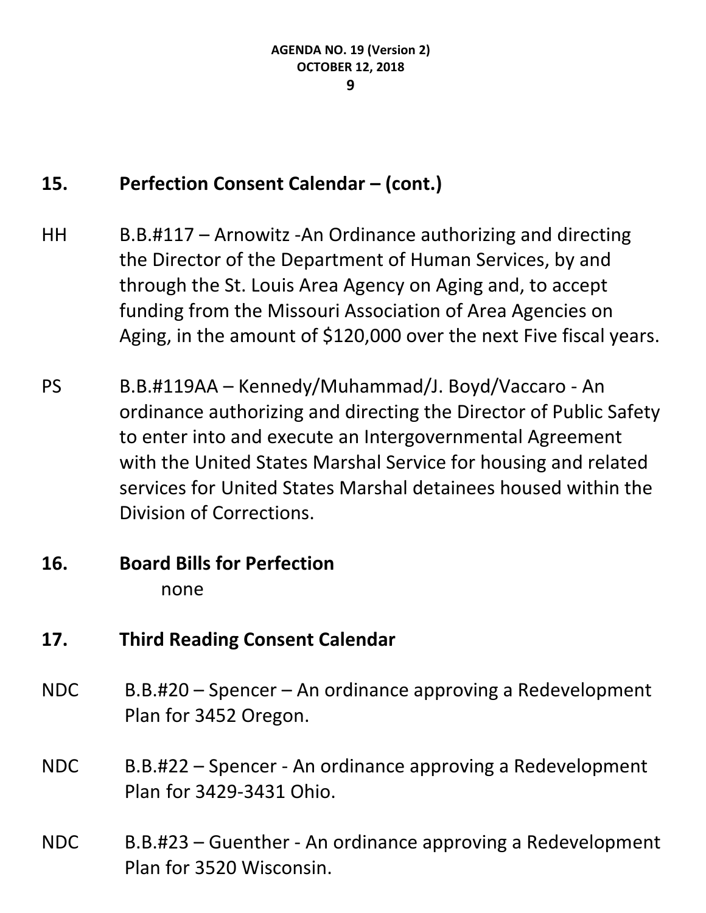## 15. Perfection Consent Calendar – (cont.)

HH B.B.#117 – Arnowitz -An Ordinance authorizing and directing the Director of the Department of Human Services, by and through the St. Louis Area Agency on Aging and, to accept funding from the Missouri Association of Area Agencies on Aging, in the amount of $120,000 over the next Five fiscal years.

PS B.B.#119AA – Kennedy/Muhammad/J. Boyd/Vaccaro - An ordinance authorizing and directing the Director of Public Safety to enter into and execute an Intergovernmental Agreement with the United States Marshal Service for housing and related services for United States Marshal detainees housed within the Division of Corrections.

## 16. Board Bills for Perfection

none

## 17. Third Reading Consent Calendar

NDC B.B.#20 – Spencer – An ordinance approving a Redevelopment Plan for 3452 Oregon.

NDC B.B.#22 – Spencer - An ordinance approving a Redevelopment Plan for 3429-3431 Ohio.

NDC B.B.#23 – Guenther - An ordinance approving a Redevelopment Plan for 3520 Wisconsin.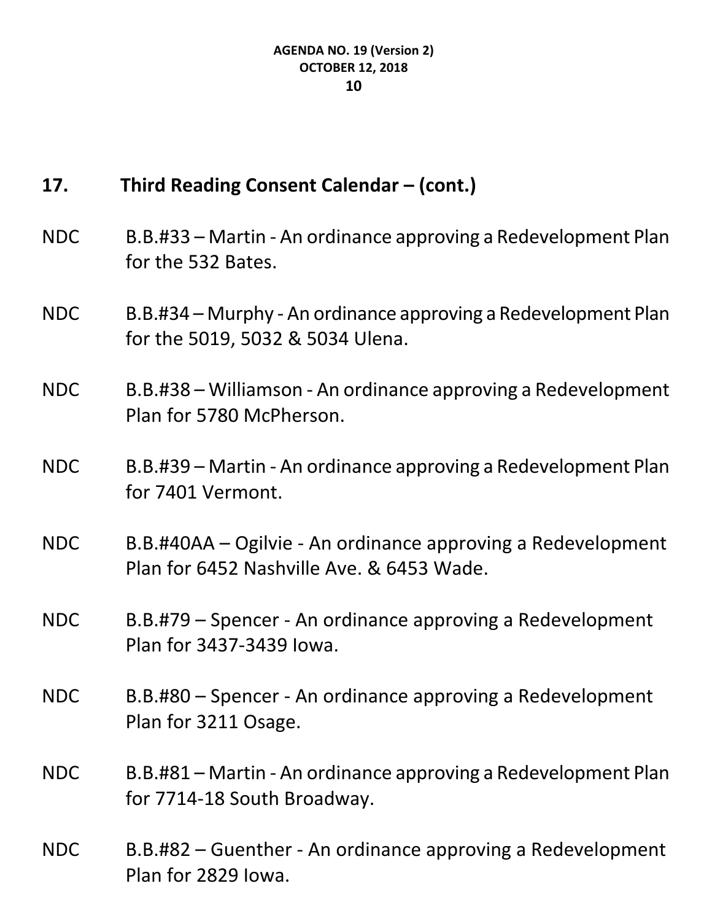## 17. Third Reading Consent Calendar – (cont.)

NDC B.B.#33 – Martin - An ordinance approving a Redevelopment Plan for the 532 Bates.

NDC B.B.#34 – Murphy - An ordinance approving a Redevelopment Plan for the 5019, 5032 & 5034 Ulena.

NDC B.B.#38 – Williamson - An ordinance approving a Redevelopment Plan for 5780 McPherson.

NDC B.B.#39 – Martin - An ordinance approving a Redevelopment Plan for 7401 Vermont.

NDC B.B.#40AA – Ogilvie - An ordinance approving a Redevelopment Plan for 6452 Nashville Ave. & 6453 Wade.

NDC B.B.#79 – Spencer - An ordinance approving a Redevelopment Plan for 3437-3439 Iowa.

NDC B.B.#80 – Spencer - An ordinance approving a Redevelopment Plan for 3211 Osage.

NDC B.B.#81 – Martin - An ordinance approving a Redevelopment Plan for 7714-18 South Broadway.

NDC B.B.#82 – Guenther - An ordinance approving a Redevelopment Plan for 2829 Iowa.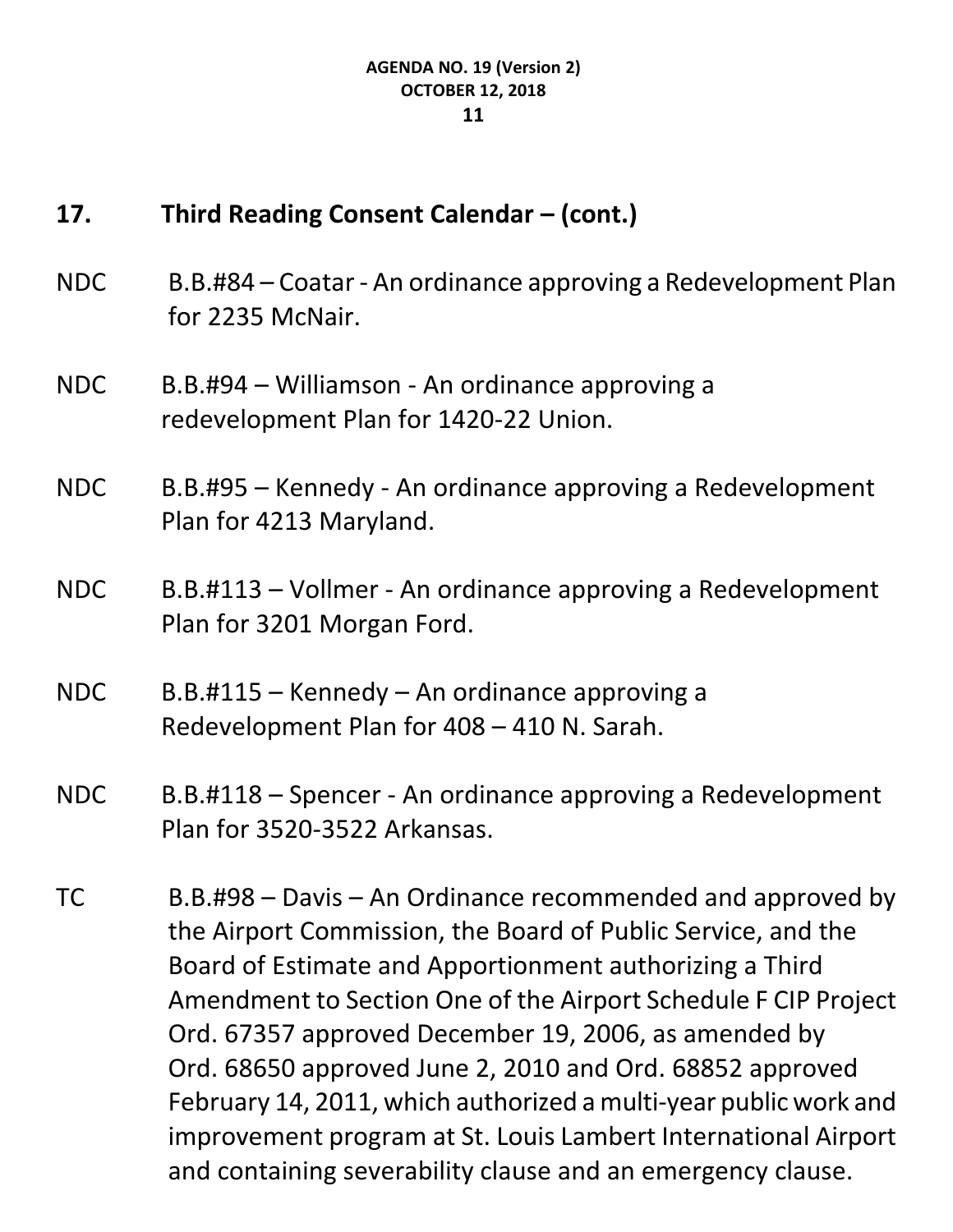## 17. Third Reading Consent Calendar – (cont.)

NDC B.B.#84 – Coatar - An ordinance approving a Redevelopment Plan for 2235 McNair.

NDC B.B.#94 – Williamson - An ordinance approving a redevelopment Plan for 1420-22 Union.

NDC B.B.#95 – Kennedy - An ordinance approving a Redevelopment Plan for 4213 Maryland.

NDC B.B.#113 – Vollmer - An ordinance approving a Redevelopment Plan for 3201 Morgan Ford.

NDC B.B.#115 – Kennedy – An ordinance approving a Redevelopment Plan for 408 – 410 N. Sarah.

NDC B.B.#118 – Spencer - An ordinance approving a Redevelopment Plan for 3520-3522 Arkansas.

TC B.B.#98 – Davis – An Ordinance recommended and approved by the Airport Commission, the Board of Public Service, and the Board of Estimate and Apportionment authorizing a Third Amendment to Section One of the Airport Schedule F CIP Project Ord. 67357 approved December 19, 2006, as amended by Ord. 68650 approved June 2, 2010 and Ord. 68852 approved February 14, 2011, which authorized a multi-year public work and improvement program at St. Louis Lambert International Airport and containing severability clause and an emergency clause.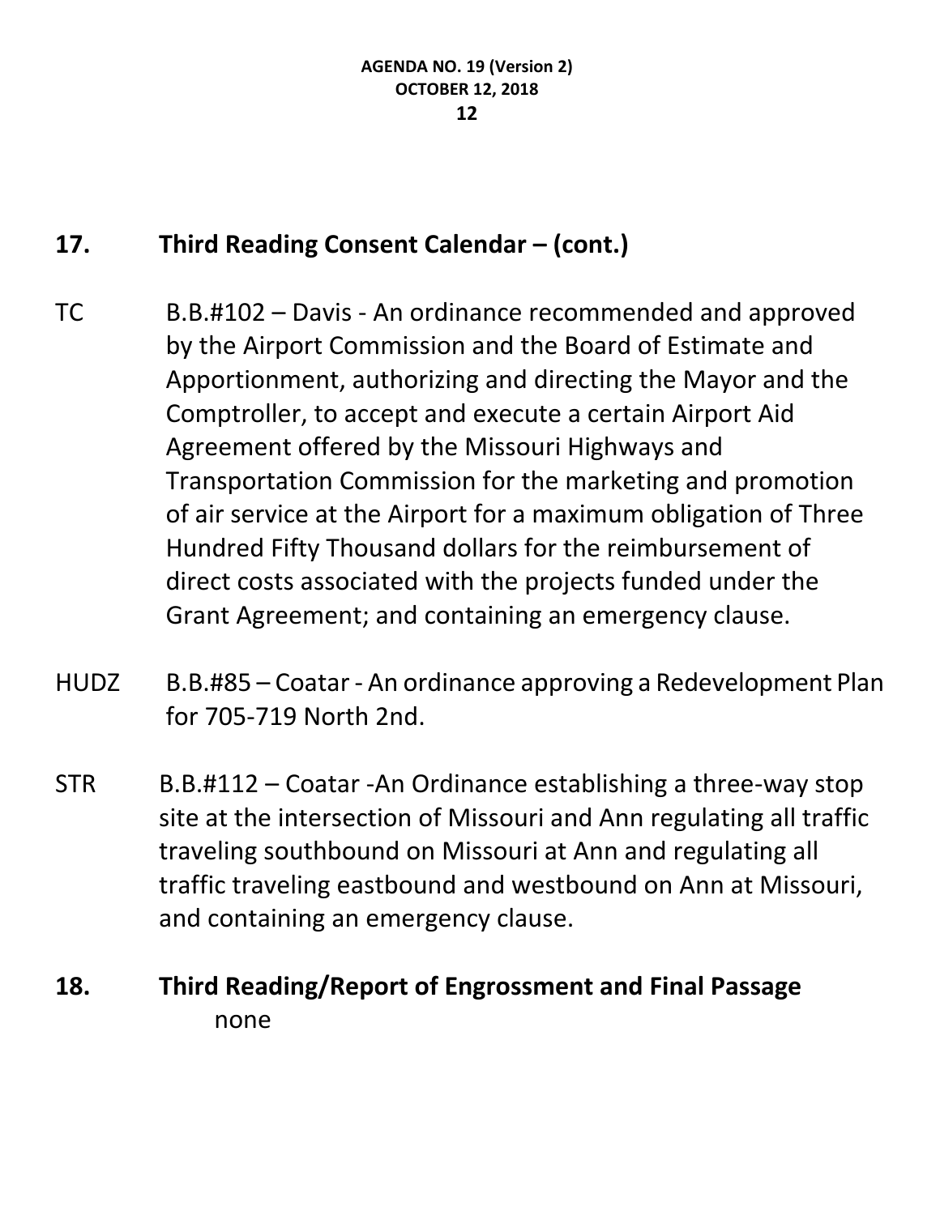## 17. Third Reading Consent Calendar – (cont.)

TC B.B.#102 – Davis - An ordinance recommended and approved by the Airport Commission and the Board of Estimate and Apportionment, authorizing and directing the Mayor and the Comptroller, to accept and execute a certain Airport Aid Agreement offered by the Missouri Highways and Transportation Commission for the marketing and promotion of air service at the Airport for a maximum obligation of Three Hundred Fifty Thousand dollars for the reimbursement of direct costs associated with the projects funded under the Grant Agreement; and containing an emergency clause.

HUDZ B.B.#85 – Coatar - An ordinance approving a Redevelopment Plan for 705-719 North 2nd.

STR B.B.#112 – Coatar -An Ordinance establishing a three-way stop site at the intersection of Missouri and Ann regulating all traffic traveling southbound on Missouri at Ann and regulating all traffic traveling eastbound and westbound on Ann at Missouri, and containing an emergency clause.

## 18. Third Reading/Report of Engrossment and Final Passage

none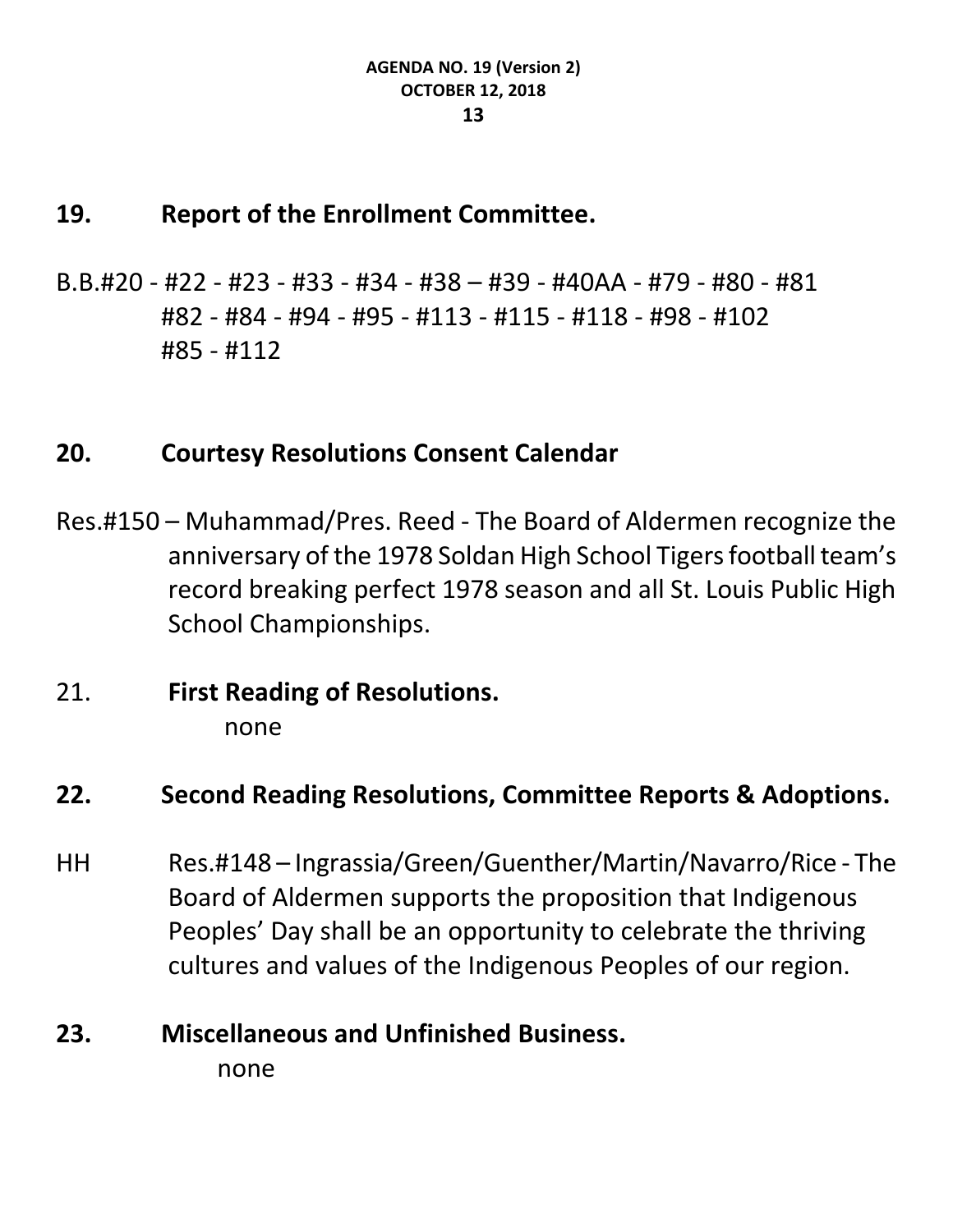## 19. Report of the Enrollment Committee.

B.B.#20 - #22 - #23 - #33 - #34 - #38 – #39 - #40AA - #79 - #80 - #81
#82 - #84 - #94 - #95 - #113 - #115 - #118 - #98 - #102
#85 - #112

## 20. Courtesy Resolutions Consent Calendar

Res.#150 – Muhammad/Pres. Reed - The Board of Aldermen recognize the anniversary of the 1978 Soldan High School Tigers football team's record breaking perfect 1978 season and all St. Louis Public High School Championships.

21. **First Reading of Resolutions.**
none

## 22. Second Reading Resolutions, Committee Reports & Adoptions.

HH Res.#148 – Ingrassia/Green/Guenther/Martin/Navarro/Rice - The Board of Aldermen supports the proposition that Indigenous Peoples' Day shall be an opportunity to celebrate the thriving cultures and values of the Indigenous Peoples of our region.

## 23. Miscellaneous and Unfinished Business.

none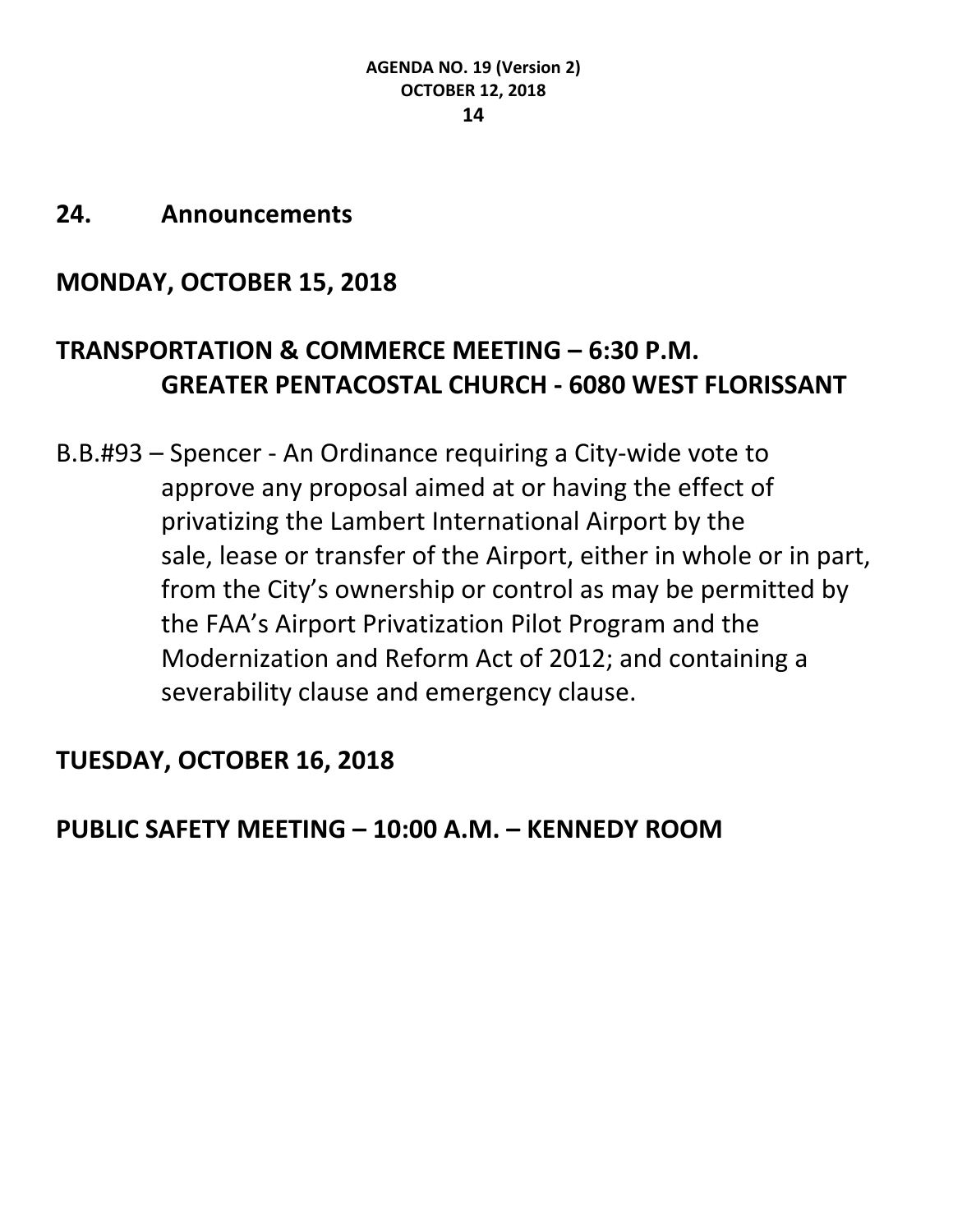## 24. Announcements

## MONDAY, OCTOBER 15, 2018

## TRANSPORTATION & COMMERCE MEETING – 6:30 P.M. GREATER PENTACOSTAL CHURCH - 6080 WEST FLORISSANT

B.B.#93 – Spencer - An Ordinance requiring a City-wide vote to approve any proposal aimed at or having the effect of privatizing the Lambert International Airport by the sale, lease or transfer of the Airport, either in whole or in part, from the City's ownership or control as may be permitted by the FAA's Airport Privatization Pilot Program and the Modernization and Reform Act of 2012; and containing a severability clause and emergency clause.

## TUESDAY, OCTOBER 16, 2018

## PUBLIC SAFETY MEETING – 10:00 A.M. – KENNEDY ROOM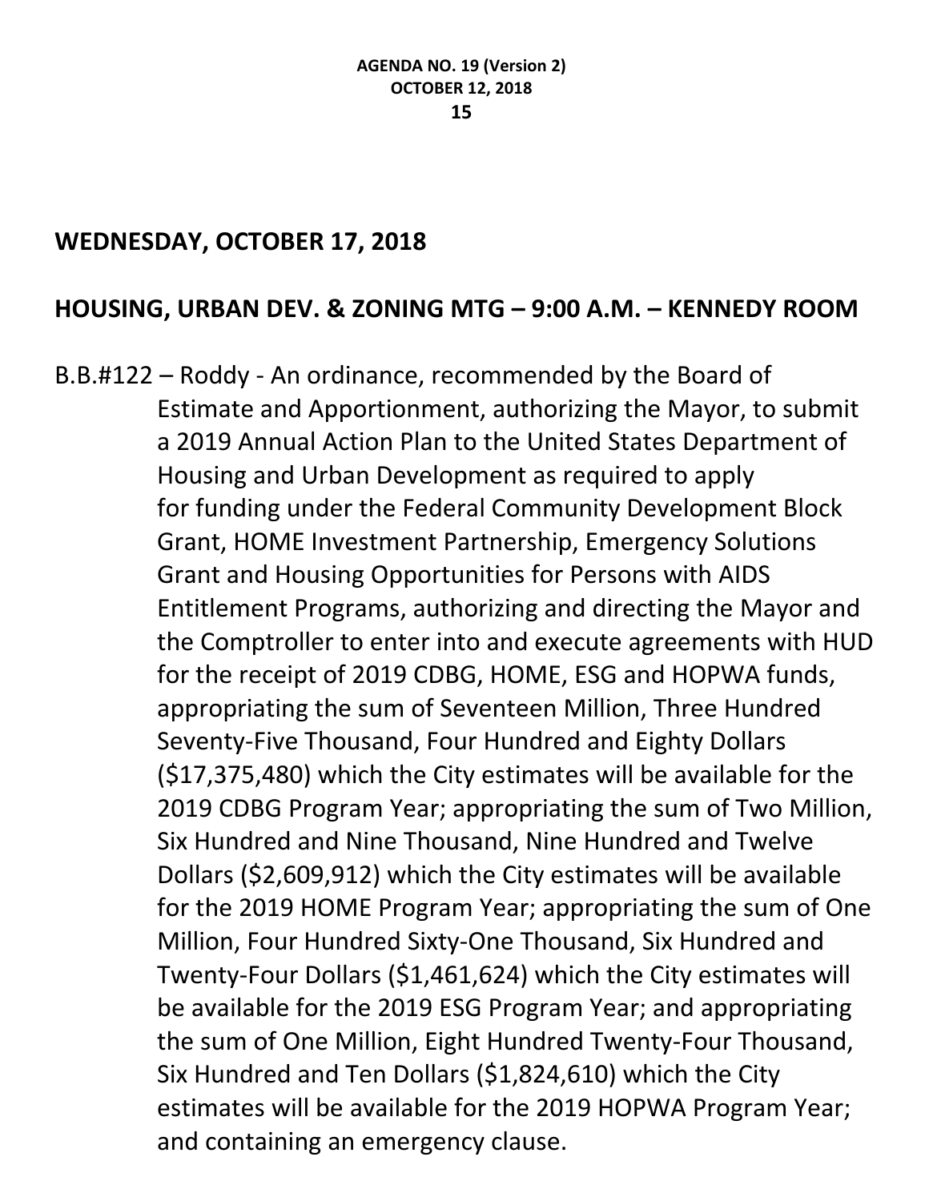## WEDNESDAY, OCTOBER 17, 2018

## HOUSING, URBAN DEV. & ZONING MTG – 9:00 A.M. – KENNEDY ROOM

B.B.#122 – Roddy - An ordinance, recommended by the Board of Estimate and Apportionment, authorizing the Mayor, to submit a 2019 Annual Action Plan to the United States Department of Housing and Urban Development as required to apply for funding under the Federal Community Development Block Grant, HOME Investment Partnership, Emergency Solutions Grant and Housing Opportunities for Persons with AIDS Entitlement Programs, authorizing and directing the Mayor and the Comptroller to enter into and execute agreements with HUD for the receipt of 2019 CDBG, HOME, ESG and HOPWA funds, appropriating the sum of Seventeen Million, Three Hundred Seventy-Five Thousand, Four Hundred and Eighty Dollars ($17,375,480) which the City estimates will be available for the 2019 CDBG Program Year; appropriating the sum of Two Million, Six Hundred and Nine Thousand, Nine Hundred and Twelve Dollars ($2,609,912) which the City estimates will be available for the 2019 HOME Program Year; appropriating the sum of One Million, Four Hundred Sixty-One Thousand, Six Hundred and Twenty-Four Dollars ($1,461,624) which the City estimates will be available for the 2019 ESG Program Year; and appropriating the sum of One Million, Eight Hundred Twenty-Four Thousand, Six Hundred and Ten Dollars ($1,824,610) which the City estimates will be available for the 2019 HOPWA Program Year; and containing an emergency clause.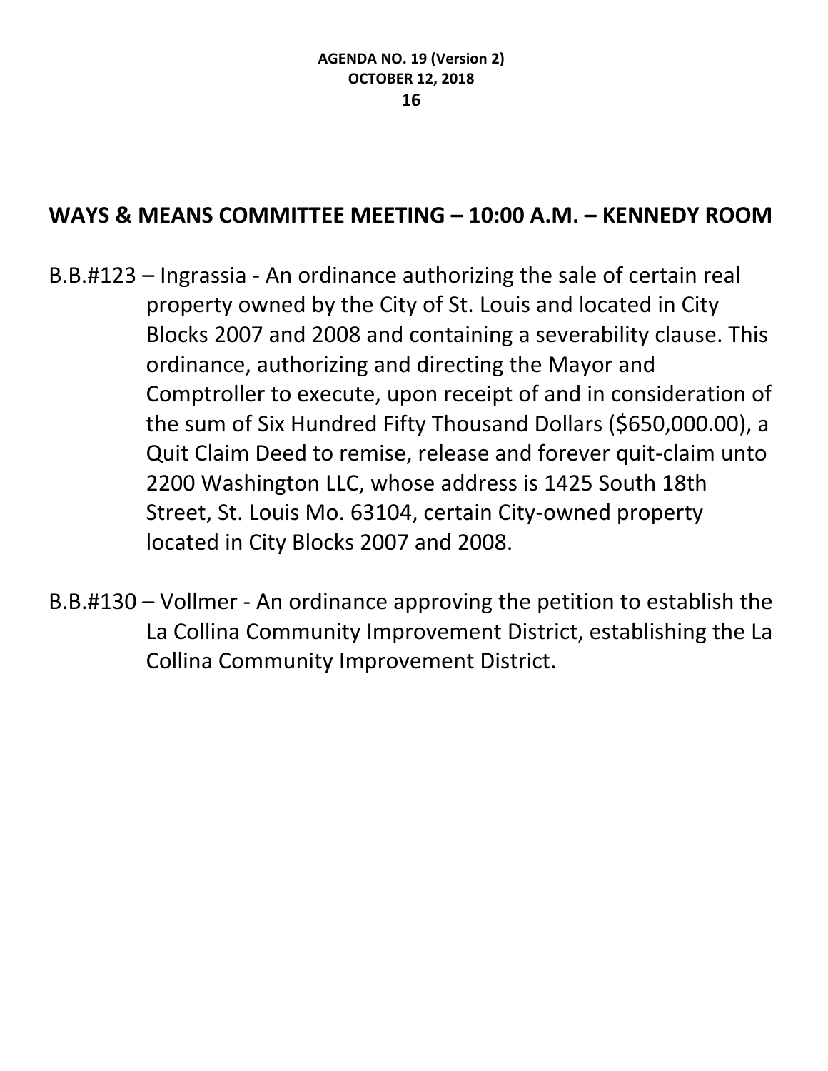## WAYS & MEANS COMMITTEE MEETING – 10:00 A.M. – KENNEDY ROOM

B.B.#123 – Ingrassia - An ordinance authorizing the sale of certain real property owned by the City of St. Louis and located in City Blocks 2007 and 2008 and containing a severability clause. This ordinance, authorizing and directing the Mayor and Comptroller to execute, upon receipt of and in consideration of the sum of Six Hundred Fifty Thousand Dollars ($650,000.00), a Quit Claim Deed to remise, release and forever quit-claim unto 2200 Washington LLC, whose address is 1425 South 18th Street, St. Louis Mo. 63104, certain City-owned property located in City Blocks 2007 and 2008.

B.B.#130 – Vollmer - An ordinance approving the petition to establish the La Collina Community Improvement District, establishing the La Collina Community Improvement District.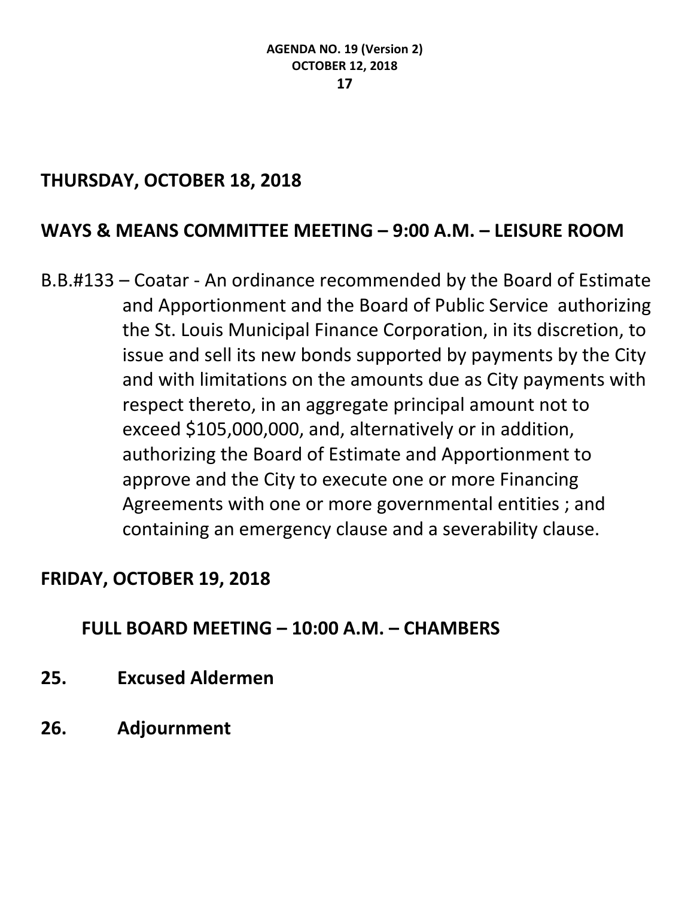## THURSDAY, OCTOBER 18, 2018

## WAYS & MEANS COMMITTEE MEETING – 9:00 A.M. – LEISURE ROOM

B.B.#133 – Coatar - An ordinance recommended by the Board of Estimate and Apportionment and the Board of Public Service authorizing the St. Louis Municipal Finance Corporation, in its discretion, to issue and sell its new bonds supported by payments by the City and with limitations on the amounts due as City payments with respect thereto, in an aggregate principal amount not to exceed $105,000,000, and, alternatively or in addition, authorizing the Board of Estimate and Apportionment to approve and the City to execute one or more Financing Agreements with one or more governmental entities ; and containing an emergency clause and a severability clause.

## FRIDAY, OCTOBER 19, 2018

## FULL BOARD MEETING – 10:00 A.M. – CHAMBERS

**25. Excused Aldermen**

**26. Adjournment**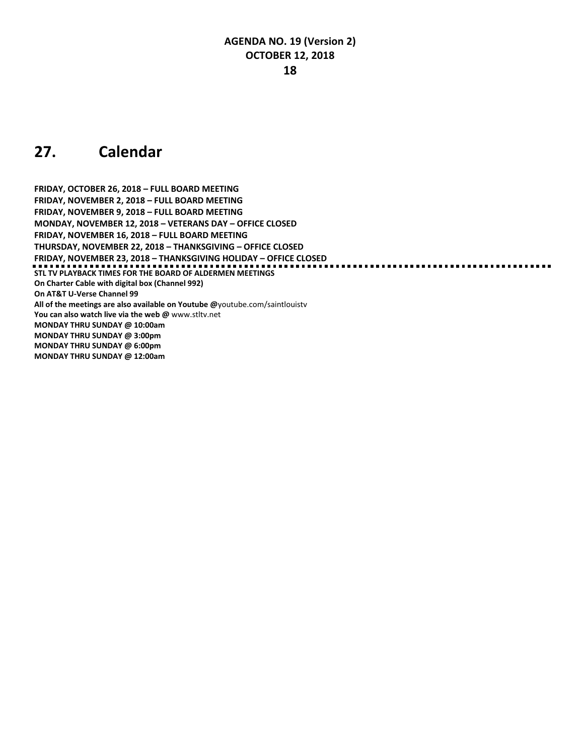## 27. Calendar

**FRIDAY, OCTOBER 26, 2018 – FULL BOARD MEETING**
**FRIDAY, NOVEMBER 2, 2018 – FULL BOARD MEETING**
**FRIDAY, NOVEMBER 9, 2018 – FULL BOARD MEETING**
**MONDAY, NOVEMBER 12, 2018 – VETERANS DAY – OFFICE CLOSED**
**FRIDAY, NOVEMBER 16, 2018 – FULL BOARD MEETING**
**THURSDAY, NOVEMBER 22, 2018 – THANKSGIVING – OFFICE CLOSED**
**FRIDAY, NOVEMBER 23, 2018 – THANKSGIVING HOLIDAY – OFFICE CLOSED**

---

**STL TV PLAYBACK TIMES FOR THE BOARD OF ALDERMEN MEETINGS**
**On Charter Cable with digital box (Channel 992)**
**On AT&T U-Verse Channel 99**
**All of the meetings are also available on Youtube @**youtube.com/saintlouistv
**You can also watch live via the web @** www.stltv.net
**MONDAY THRU SUNDAY @ 10:00am**
**MONDAY THRU SUNDAY @ 3:00pm**
**MONDAY THRU SUNDAY @ 6:00pm**
**MONDAY THRU SUNDAY @ 12:00am**